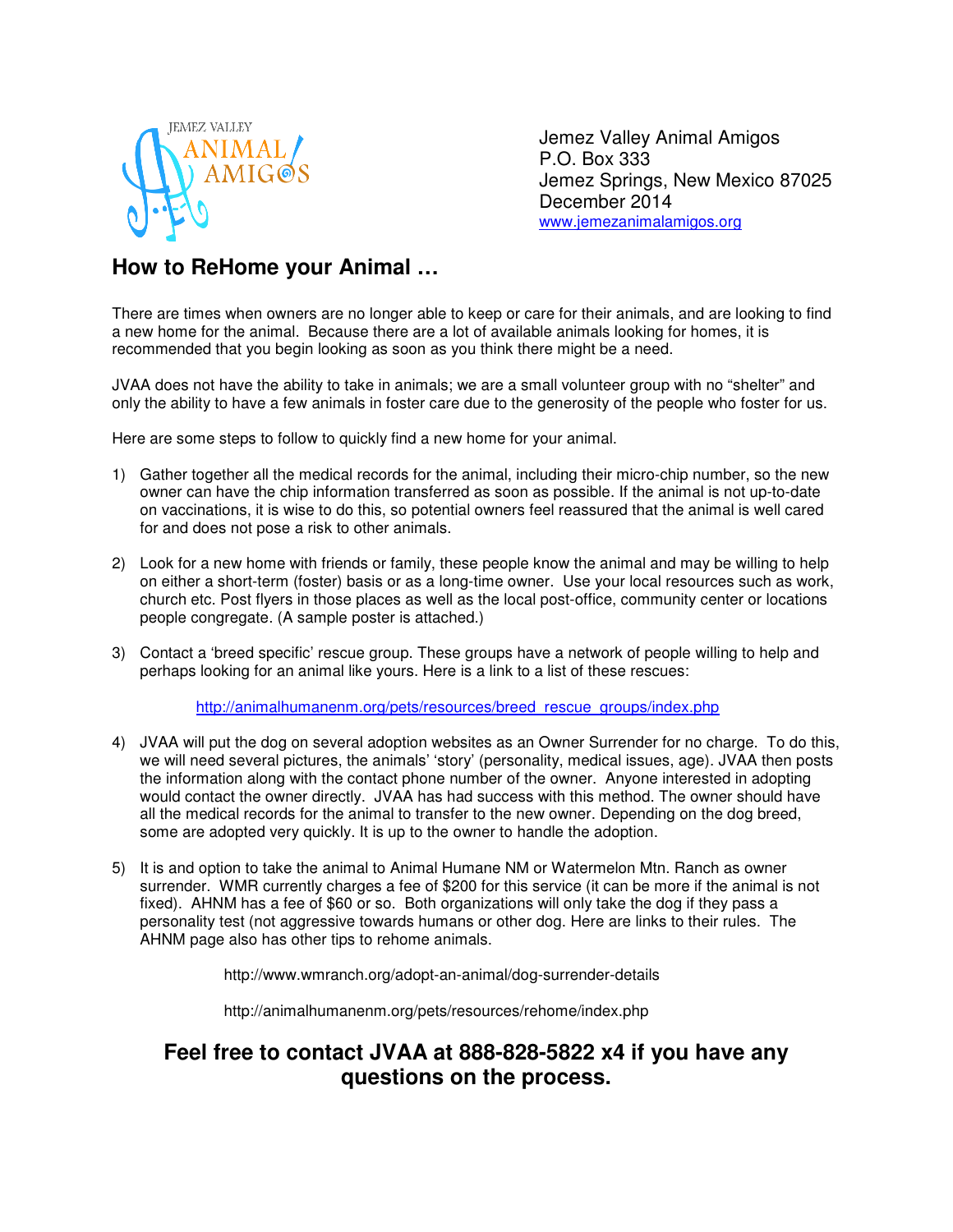JEMEZ VALLEY ANIMAL AMIGOS

Jemez Valley Animal Amigos
P.O. Box 333
Jemez Springs, New Mexico 87025
December 2014
www.jemezanimalamigos.org

## How to ReHome your Animal …

There are times when owners are no longer able to keep or care for their animals, and are looking to find a new home for the animal. Because there are a lot of available animals looking for homes, it is recommended that you begin looking as soon as you think there might be a need.

JVAA does not have the ability to take in animals; we are a small volunteer group with no "shelter" and only the ability to have a few animals in foster care due to the generosity of the people who foster for us.

Here are some steps to follow to quickly find a new home for your animal.

1) Gather together all the medical records for the animal, including their micro-chip number, so the new owner can have the chip information transferred as soon as possible. If the animal is not up-to-date on vaccinations, it is wise to do this, so potential owners feel reassured that the animal is well cared for and does not pose a risk to other animals.

2) Look for a new home with friends or family, these people know the animal and may be willing to help on either a short-term (foster) basis or as a long-time owner. Use your local resources such as work, church etc. Post flyers in those places as well as the local post-office, community center or locations people congregate. (A sample poster is attached.)

3) Contact a 'breed specific' rescue group. These groups have a network of people willing to help and perhaps looking for an animal like yours. Here is a link to a list of these rescues:

   http://animalhumanenm.org/pets/resources/breed_rescue_groups/index.php

4) JVAA will put the dog on several adoption websites as an Owner Surrender for no charge. To do this, we will need several pictures, the animals' 'story' (personality, medical issues, age). JVAA then posts the information along with the contact phone number of the owner. Anyone interested in adopting would contact the owner directly. JVAA has had success with this method. The owner should have all the medical records for the animal to transfer to the new owner. Depending on the dog breed, some are adopted very quickly. It is up to the owner to handle the adoption.

5) It is and option to take the animal to Animal Humane NM or Watermelon Mtn. Ranch as owner surrender. WMR currently charges a fee of $200 for this service (it can be more if the animal is not fixed). AHNM has a fee of $60 or so. Both organizations will only take the dog if they pass a personality test (not aggressive towards humans or other dog. Here are links to their rules. The AHNM page also has other tips to rehome animals.

   http://www.wmranch.org/adopt-an-animal/dog-surrender-details

   http://animalhumanenm.org/pets/resources/rehome/index.php

**Feel free to contact JVAA at 888-828-5822 x4 if you have any questions on the process.**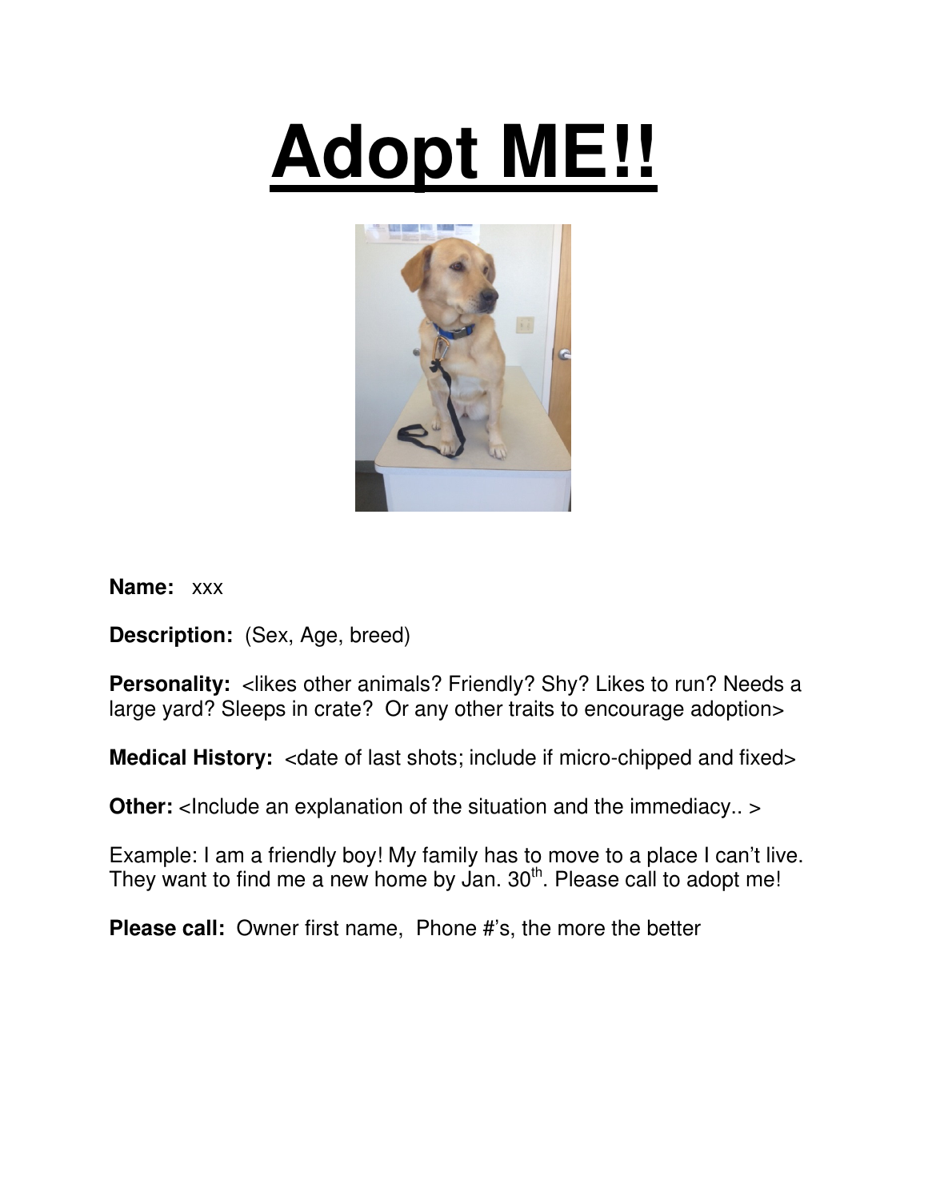# Adopt ME!!

**Name:** xxx

**Description:** (Sex, Age, breed)

**Personality:** <likes other animals? Friendly? Shy? Likes to run? Needs a large yard? Sleeps in crate? Or any other traits to encourage adoption>

**Medical History:** <date of last shots; include if micro-chipped and fixed>

**Other:** <Include an explanation of the situation and the immediacy.. >

Example: I am a friendly boy! My family has to move to a place I can't live. They want to find me a new home by Jan. 30th. Please call to adopt me!

**Please call:** Owner first name, Phone #'s, the more the better